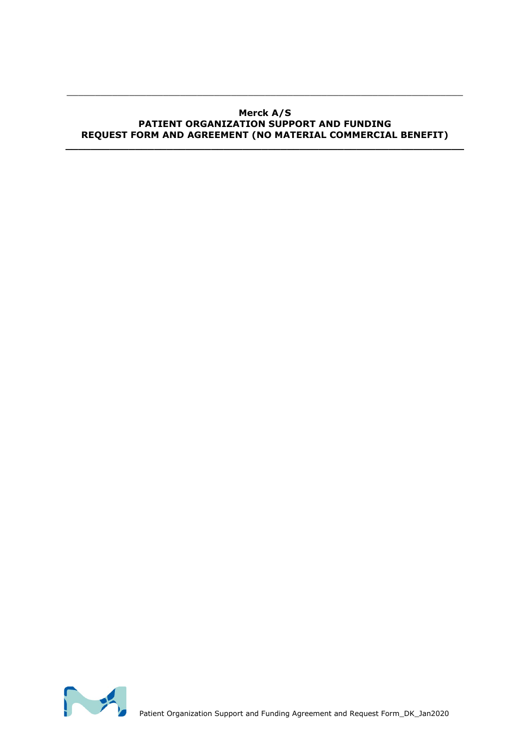**Merck A/S**
**PATIENT ORGANIZATION SUPPORT AND FUNDING**
**REQUEST FORM AND AGREEMENT (NO MATERIAL COMMERCIAL BENEFIT)**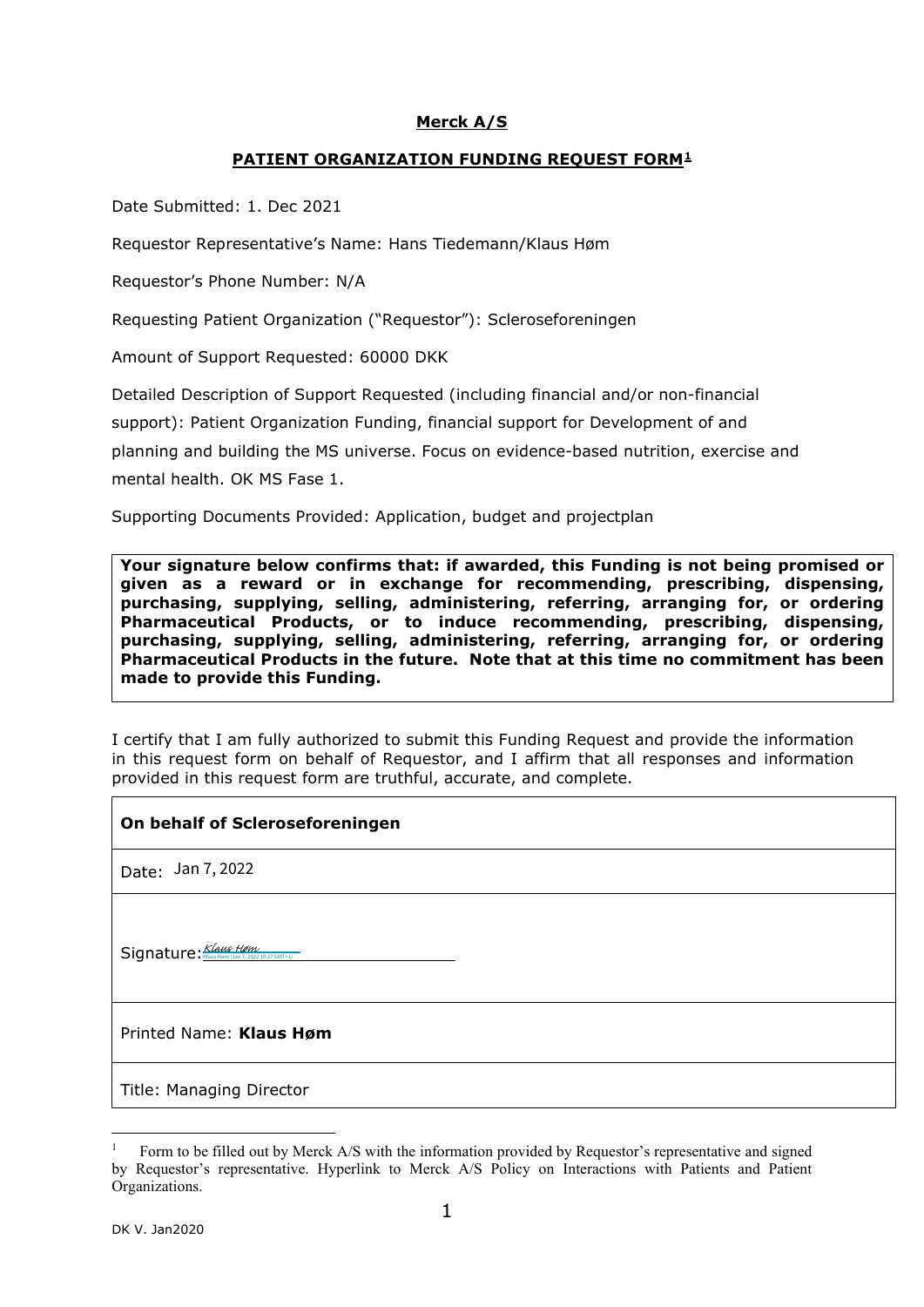**Merck A/S**

**PATIENT ORGANIZATION FUNDING REQUEST FORM[1]**

Date Submitted: 1. Dec 2021

Requestor Representative's Name: Hans Tiedemann/Klaus Høm

Requestor's Phone Number: N/A

Requesting Patient Organization ("Requestor"): Scleroseforeningen

Amount of Support Requested: 60000 DKK

Detailed Description of Support Requested (including financial and/or non-financial support): Patient Organization Funding, financial support for Development of and planning and building the MS universe. Focus on evidence-based nutrition, exercise and mental health. OK MS Fase 1.

Supporting Documents Provided: Application, budget and projectplan

| |
|---|
| **Your signature below confirms that: if awarded, this Funding is not being promised or given as a reward or in exchange for recommending, prescribing, dispensing, purchasing, supplying, selling, administering, referring, arranging for, or ordering Pharmaceutical Products, or to induce recommending, prescribing, dispensing, purchasing, supplying, selling, administering, referring, arranging for, or ordering Pharmaceutical Products in the future. Note that at this time no commitment has been made to provide this Funding.** |

I certify that I am fully authorized to submit this Funding Request and provide the information in this request form on behalf of Requestor, and I affirm that all responses and information provided in this request form are truthful, accurate, and complete.

| |
|---|
| **On behalf of Scleroseforeningen** |
| Date: Jan 7, 2022 |
| Signature: Klaus Høm (Klaus Høm (Jan 7, 2022 10:27 GMT+1)) |
| Printed Name: **Klaus Høm** |
| Title: Managing Director |

[1] Form to be filled out by Merck A/S with the information provided by Requestor's representative and signed by Requestor's representative. Hyperlink to Merck A/S Policy on Interactions with Patients and Patient Organizations.

DK V. Jan2020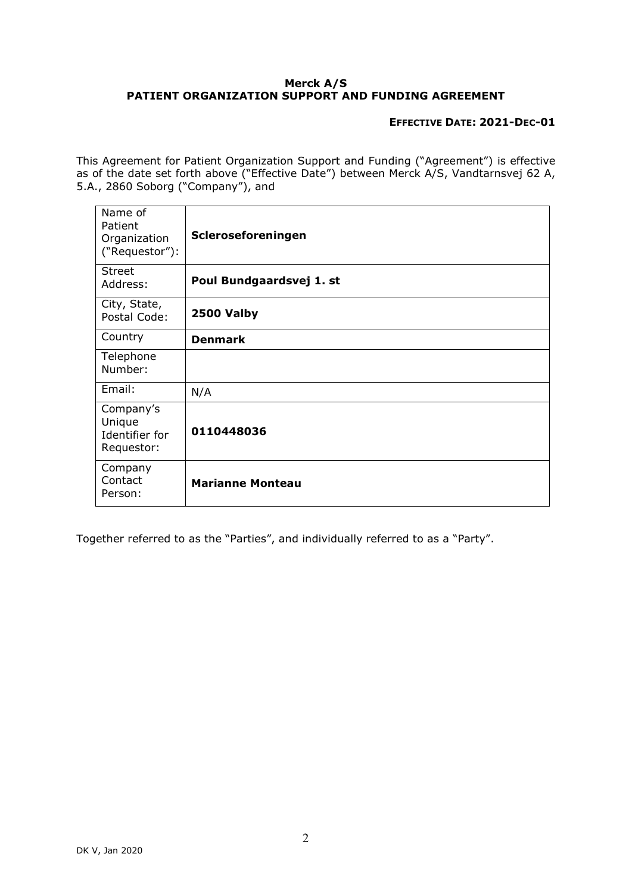**Merck A/S**
**PATIENT ORGANIZATION SUPPORT AND FUNDING AGREEMENT**

**EFFECTIVE DATE: 2021-DEC-01**

This Agreement for Patient Organization Support and Funding ("Agreement") is effective as of the date set forth above ("Effective Date") between Merck A/S, Vandtarnsvej 62 A, 5.A., 2860 Soborg ("Company"), and

| | |
|---|---|
| Name of Patient Organization ("Requestor"): | **Scleroseforeningen** |
| Street Address: | **Poul Bundgaardsvej 1. st** |
| City, State, Postal Code: | **2500 Valby** |
| Country | **Denmark** |
| Telephone Number: | |
| Email: | N/A |
| Company's Unique Identifier for Requestor: | **0110448036** |
| Company Contact Person: | **Marianne Monteau** |

Together referred to as the "Parties", and individually referred to as a "Party".

DK V, Jan 2020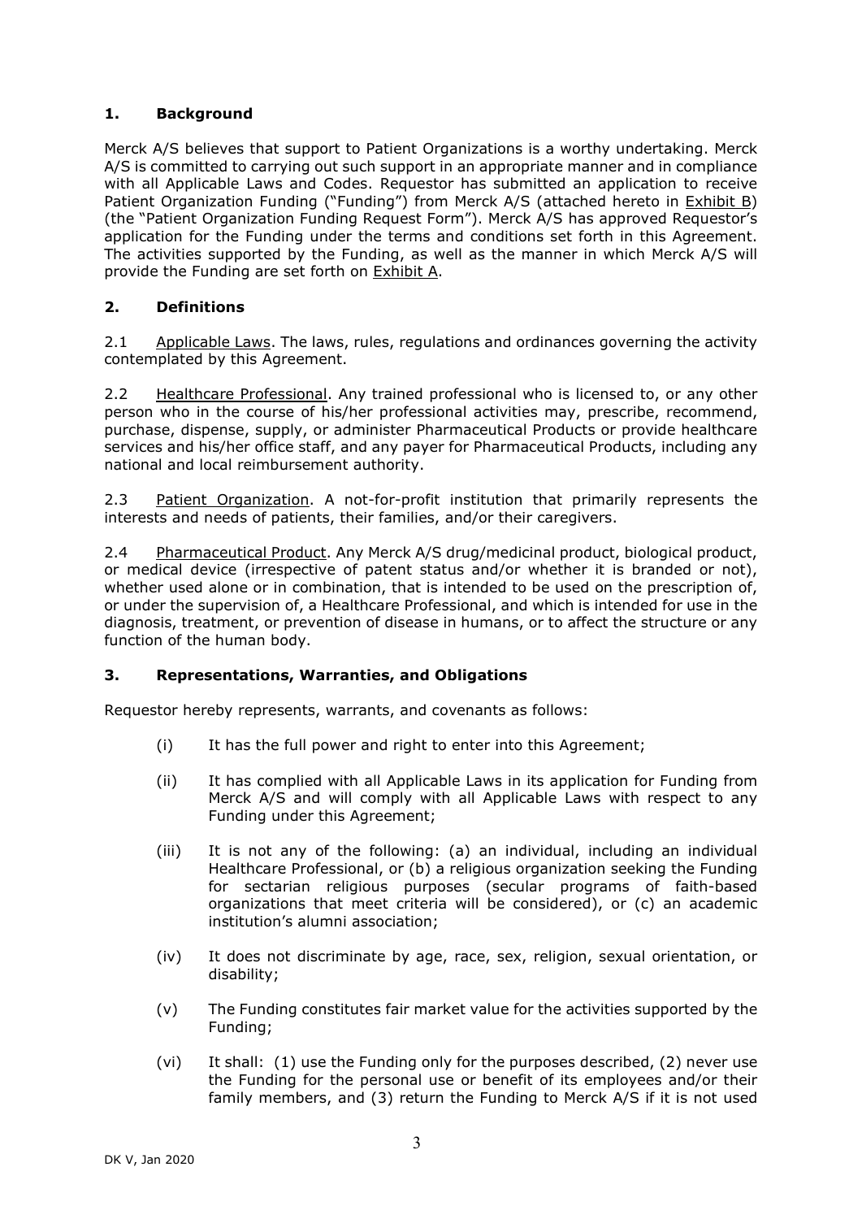## 1. Background

Merck A/S believes that support to Patient Organizations is a worthy undertaking. Merck A/S is committed to carrying out such support in an appropriate manner and in compliance with all Applicable Laws and Codes. Requestor has submitted an application to receive Patient Organization Funding ("Funding") from Merck A/S (attached hereto in Exhibit B) (the "Patient Organization Funding Request Form"). Merck A/S has approved Requestor's application for the Funding under the terms and conditions set forth in this Agreement. The activities supported by the Funding, as well as the manner in which Merck A/S will provide the Funding are set forth on Exhibit A.

## 2. Definitions

2.1 Applicable Laws. The laws, rules, regulations and ordinances governing the activity contemplated by this Agreement.

2.2 Healthcare Professional. Any trained professional who is licensed to, or any other person who in the course of his/her professional activities may, prescribe, recommend, purchase, dispense, supply, or administer Pharmaceutical Products or provide healthcare services and his/her office staff, and any payer for Pharmaceutical Products, including any national and local reimbursement authority.

2.3 Patient Organization. A not-for-profit institution that primarily represents the interests and needs of patients, their families, and/or their caregivers.

2.4 Pharmaceutical Product. Any Merck A/S drug/medicinal product, biological product, or medical device (irrespective of patent status and/or whether it is branded or not), whether used alone or in combination, that is intended to be used on the prescription of, or under the supervision of, a Healthcare Professional, and which is intended for use in the diagnosis, treatment, or prevention of disease in humans, or to affect the structure or any function of the human body.

## 3. Representations, Warranties, and Obligations

Requestor hereby represents, warrants, and covenants as follows:

(i) It has the full power and right to enter into this Agreement;

(ii) It has complied with all Applicable Laws in its application for Funding from Merck A/S and will comply with all Applicable Laws with respect to any Funding under this Agreement;

(iii) It is not any of the following: (a) an individual, including an individual Healthcare Professional, or (b) a religious organization seeking the Funding for sectarian religious purposes (secular programs of faith-based organizations that meet criteria will be considered), or (c) an academic institution's alumni association;

(iv) It does not discriminate by age, race, sex, religion, sexual orientation, or disability;

(v) The Funding constitutes fair market value for the activities supported by the Funding;

(vi) It shall: (1) use the Funding only for the purposes described, (2) never use the Funding for the personal use or benefit of its employees and/or their family members, and (3) return the Funding to Merck A/S if it is not used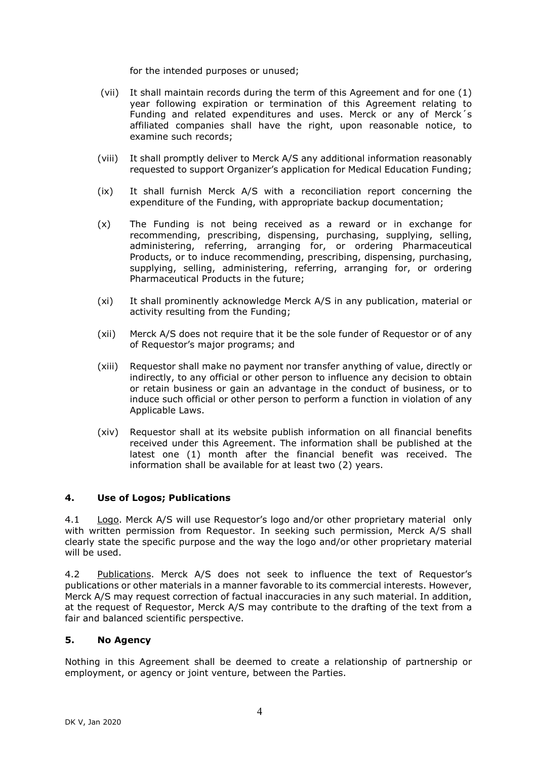for the intended purposes or unused;

(vii) It shall maintain records during the term of this Agreement and for one (1) year following expiration or termination of this Agreement relating to Funding and related expenditures and uses. Merck or any of Merck´s affiliated companies shall have the right, upon reasonable notice, to examine such records;

(viii) It shall promptly deliver to Merck A/S any additional information reasonably requested to support Organizer's application for Medical Education Funding;

(ix) It shall furnish Merck A/S with a reconciliation report concerning the expenditure of the Funding, with appropriate backup documentation;

(x) The Funding is not being received as a reward or in exchange for recommending, prescribing, dispensing, purchasing, supplying, selling, administering, referring, arranging for, or ordering Pharmaceutical Products, or to induce recommending, prescribing, dispensing, purchasing, supplying, selling, administering, referring, arranging for, or ordering Pharmaceutical Products in the future;

(xi) It shall prominently acknowledge Merck A/S in any publication, material or activity resulting from the Funding;

(xii) Merck A/S does not require that it be the sole funder of Requestor or of any of Requestor's major programs; and

(xiii) Requestor shall make no payment nor transfer anything of value, directly or indirectly, to any official or other person to influence any decision to obtain or retain business or gain an advantage in the conduct of business, or to induce such official or other person to perform a function in violation of any Applicable Laws.

(xiv) Requestor shall at its website publish information on all financial benefits received under this Agreement. The information shall be published at the latest one (1) month after the financial benefit was received. The information shall be available for at least two (2) years.

## 4. Use of Logos; Publications

4.1 Logo. Merck A/S will use Requestor's logo and/or other proprietary material only with written permission from Requestor. In seeking such permission, Merck A/S shall clearly state the specific purpose and the way the logo and/or other proprietary material will be used.

4.2 Publications. Merck A/S does not seek to influence the text of Requestor's publications or other materials in a manner favorable to its commercial interests. However, Merck A/S may request correction of factual inaccuracies in any such material. In addition, at the request of Requestor, Merck A/S may contribute to the drafting of the text from a fair and balanced scientific perspective.

## 5. No Agency

Nothing in this Agreement shall be deemed to create a relationship of partnership or employment, or agency or joint venture, between the Parties.

DK V, Jan 2020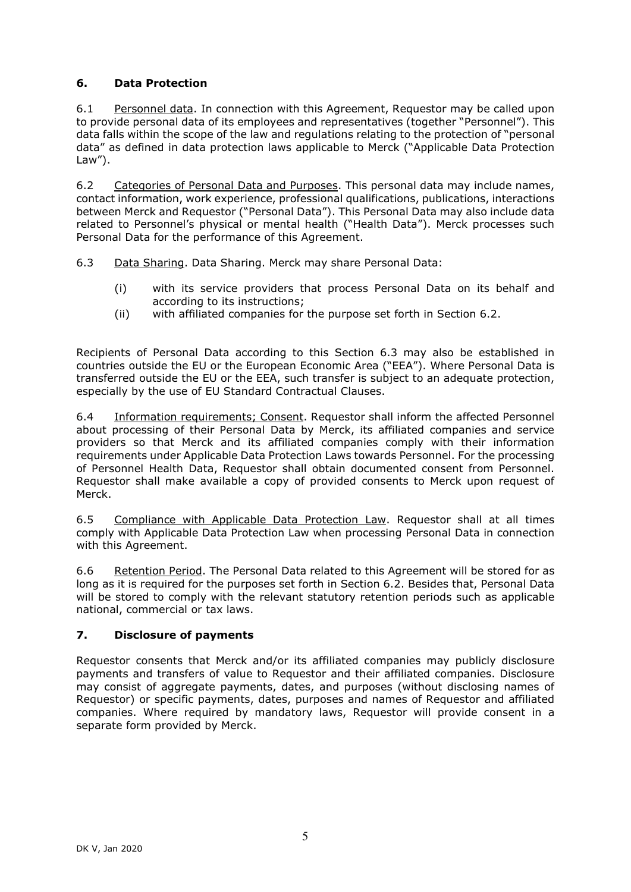## 6. Data Protection

6.1 Personnel data. In connection with this Agreement, Requestor may be called upon to provide personal data of its employees and representatives (together "Personnel"). This data falls within the scope of the law and regulations relating to the protection of "personal data" as defined in data protection laws applicable to Merck ("Applicable Data Protection Law").

6.2 Categories of Personal Data and Purposes. This personal data may include names, contact information, work experience, professional qualifications, publications, interactions between Merck and Requestor ("Personal Data"). This Personal Data may also include data related to Personnel's physical or mental health ("Health Data"). Merck processes such Personal Data for the performance of this Agreement.

6.3 Data Sharing. Data Sharing. Merck may share Personal Data:

- (i) with its service providers that process Personal Data on its behalf and according to its instructions;
- (ii) with affiliated companies for the purpose set forth in Section 6.2.

Recipients of Personal Data according to this Section 6.3 may also be established in countries outside the EU or the European Economic Area ("EEA"). Where Personal Data is transferred outside the EU or the EEA, such transfer is subject to an adequate protection, especially by the use of EU Standard Contractual Clauses.

6.4 Information requirements; Consent. Requestor shall inform the affected Personnel about processing of their Personal Data by Merck, its affiliated companies and service providers so that Merck and its affiliated companies comply with their information requirements under Applicable Data Protection Laws towards Personnel. For the processing of Personnel Health Data, Requestor shall obtain documented consent from Personnel. Requestor shall make available a copy of provided consents to Merck upon request of Merck.

6.5 Compliance with Applicable Data Protection Law. Requestor shall at all times comply with Applicable Data Protection Law when processing Personal Data in connection with this Agreement.

6.6 Retention Period. The Personal Data related to this Agreement will be stored for as long as it is required for the purposes set forth in Section 6.2. Besides that, Personal Data will be stored to comply with the relevant statutory retention periods such as applicable national, commercial or tax laws.

## 7. Disclosure of payments

Requestor consents that Merck and/or its affiliated companies may publicly disclosure payments and transfers of value to Requestor and their affiliated companies. Disclosure may consist of aggregate payments, dates, and purposes (without disclosing names of Requestor) or specific payments, dates, purposes and names of Requestor and affiliated companies. Where required by mandatory laws, Requestor will provide consent in a separate form provided by Merck.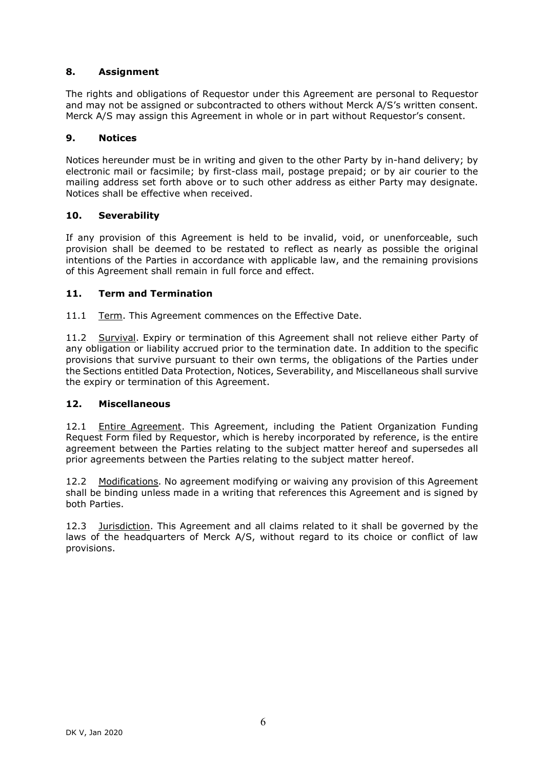## 8. Assignment

The rights and obligations of Requestor under this Agreement are personal to Requestor and may not be assigned or subcontracted to others without Merck A/S's written consent. Merck A/S may assign this Agreement in whole or in part without Requestor's consent.

## 9. Notices

Notices hereunder must be in writing and given to the other Party by in-hand delivery; by electronic mail or facsimile; by first-class mail, postage prepaid; or by air courier to the mailing address set forth above or to such other address as either Party may designate. Notices shall be effective when received.

## 10. Severability

If any provision of this Agreement is held to be invalid, void, or unenforceable, such provision shall be deemed to be restated to reflect as nearly as possible the original intentions of the Parties in accordance with applicable law, and the remaining provisions of this Agreement shall remain in full force and effect.

## 11. Term and Termination

11.1 Term. This Agreement commences on the Effective Date.

11.2 Survival. Expiry or termination of this Agreement shall not relieve either Party of any obligation or liability accrued prior to the termination date. In addition to the specific provisions that survive pursuant to their own terms, the obligations of the Parties under the Sections entitled Data Protection, Notices, Severability, and Miscellaneous shall survive the expiry or termination of this Agreement.

## 12. Miscellaneous

12.1 Entire Agreement. This Agreement, including the Patient Organization Funding Request Form filed by Requestor, which is hereby incorporated by reference, is the entire agreement between the Parties relating to the subject matter hereof and supersedes all prior agreements between the Parties relating to the subject matter hereof.

12.2 Modifications. No agreement modifying or waiving any provision of this Agreement shall be binding unless made in a writing that references this Agreement and is signed by both Parties.

12.3 Jurisdiction. This Agreement and all claims related to it shall be governed by the laws of the headquarters of Merck A/S, without regard to its choice or conflict of law provisions.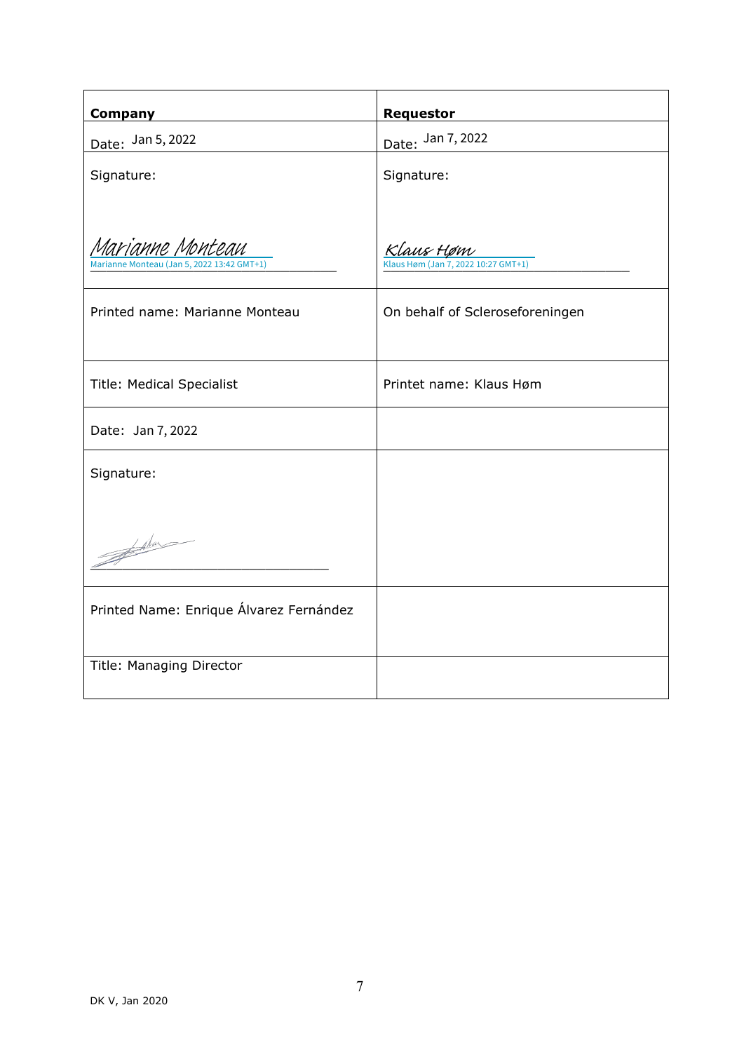| Company | Requestor |
|---|---|
| Date: Jan 5, 2022 | Date: Jan 7, 2022 |
| Signature:<br><br>Marianne Monteau<br>Marianne Monteau (Jan 5, 2022 13:42 GMT+1) | Signature:<br><br>Klaus Høm<br>Klaus Høm (Jan 7, 2022 10:27 GMT+1) |
| Printed name: Marianne Monteau | On behalf of Scleroseforeningen |
| Title: Medical Specialist | Printet name: Klaus Høm |
| Date: Jan 7, 2022 | |
| Signature: | |
| Printed Name: Enrique Álvarez Fernández | |
| Title: Managing Director | |

DK V, Jan 2020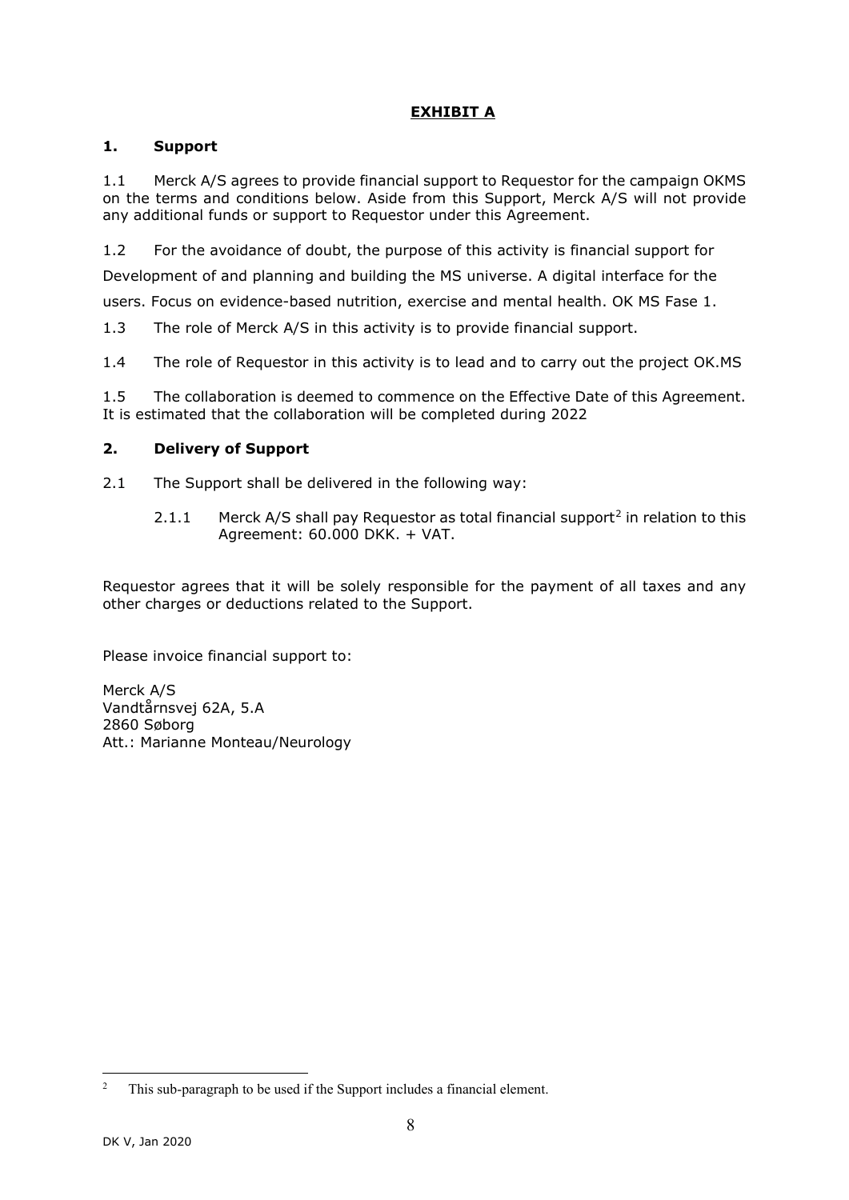## EXHIBIT A

### 1. Support

1.1 Merck A/S agrees to provide financial support to Requestor for the campaign OKMS on the terms and conditions below. Aside from this Support, Merck A/S will not provide any additional funds or support to Requestor under this Agreement.

1.2 For the avoidance of doubt, the purpose of this activity is financial support for Development of and planning and building the MS universe. A digital interface for the users. Focus on evidence-based nutrition, exercise and mental health. OK MS Fase 1.

1.3 The role of Merck A/S in this activity is to provide financial support.

1.4 The role of Requestor in this activity is to lead and to carry out the project OK.MS

1.5 The collaboration is deemed to commence on the Effective Date of this Agreement. It is estimated that the collaboration will be completed during 2022

### 2. Delivery of Support

2.1 The Support shall be delivered in the following way:

2.1.1 Merck A/S shall pay Requestor as total financial support[2] in relation to this Agreement: 60.000 DKK. + VAT.

Requestor agrees that it will be solely responsible for the payment of all taxes and any other charges or deductions related to the Support.

Please invoice financial support to:

Merck A/S
Vandtårnsvej 62A, 5.A
2860 Søborg
Att.: Marianne Monteau/Neurology

[2] This sub-paragraph to be used if the Support includes a financial element.

DK V, Jan 2020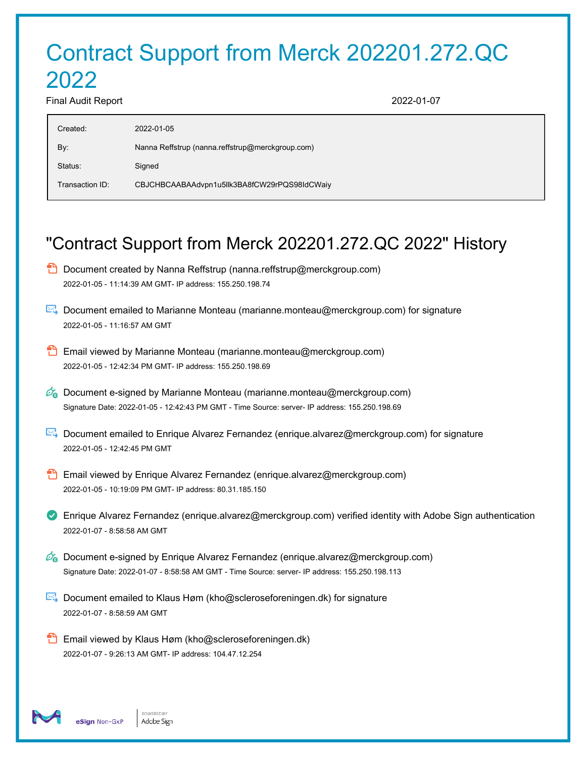# Contract Support from Merck 202201.272.QC 2022

Final Audit Report 2022-01-07

| | |
|---|---|
| Created: | 2022-01-05 |
| By: | Nanna Reffstrup (nanna.reffstrup@merckgroup.com) |
| Status: | Signed |
| Transaction ID: | CBJCHBCAABAAdvpn1u5llk3BA8fCW29rPQS98IdCWaiy |

## "Contract Support from Merck 202201.272.QC 2022" History

Document created by Nanna Reffstrup (nanna.reffstrup@merckgroup.com)
2022-01-05 - 11:14:39 AM GMT- IP address: 155.250.198.74

Document emailed to Marianne Monteau (marianne.monteau@merckgroup.com) for signature
2022-01-05 - 11:16:57 AM GMT

Email viewed by Marianne Monteau (marianne.monteau@merckgroup.com)
2022-01-05 - 12:42:34 PM GMT- IP address: 155.250.198.69

Document e-signed by Marianne Monteau (marianne.monteau@merckgroup.com)
Signature Date: 2022-01-05 - 12:42:43 PM GMT - Time Source: server- IP address: 155.250.198.69

Document emailed to Enrique Alvarez Fernandez (enrique.alvarez@merckgroup.com) for signature
2022-01-05 - 12:42:45 PM GMT

Email viewed by Enrique Alvarez Fernandez (enrique.alvarez@merckgroup.com)
2022-01-05 - 10:19:09 PM GMT- IP address: 80.31.185.150

Enrique Alvarez Fernandez (enrique.alvarez@merckgroup.com) verified identity with Adobe Sign authentication
2022-01-07 - 8:58:58 AM GMT

Document e-signed by Enrique Alvarez Fernandez (enrique.alvarez@merckgroup.com)
Signature Date: 2022-01-07 - 8:58:58 AM GMT - Time Source: server- IP address: 155.250.198.113

Document emailed to Klaus Høm (kho@scleroseforeningen.dk) for signature
2022-01-07 - 8:58:59 AM GMT

Email viewed by Klaus Høm (kho@scleroseforeningen.dk)
2022-01-07 - 9:26:13 AM GMT- IP address: 104.47.12.254

eSign Non-GxP

POWERED BY Adobe Sign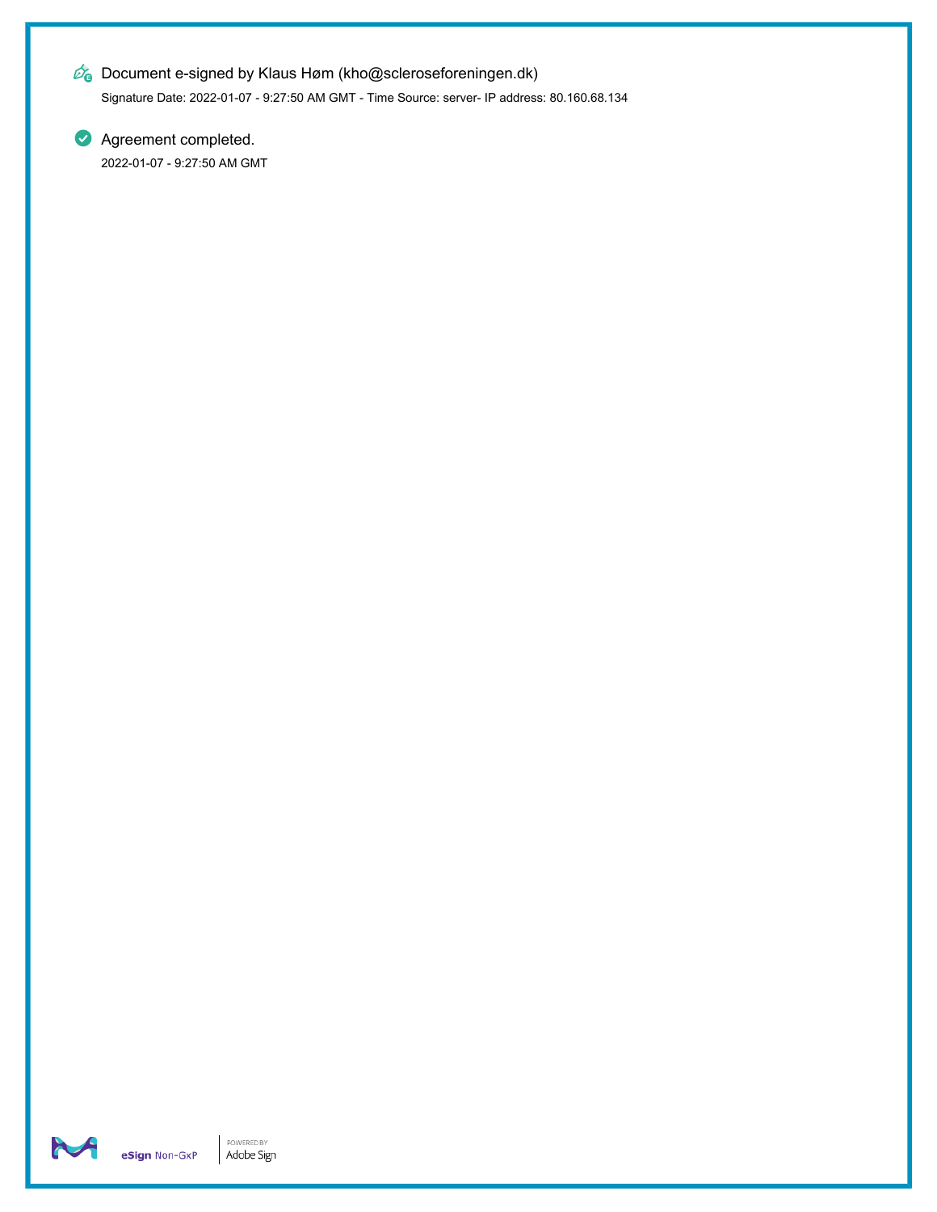Document e-signed by Klaus Høm (kho@scleroseforeningen.dk)

Signature Date: 2022-01-07 - 9:27:50 AM GMT - Time Source: server- IP address: 80.160.68.134

Agreement completed.

2022-01-07 - 9:27:50 AM GMT

eSign Non-GxP | POWERED BY Adobe Sign